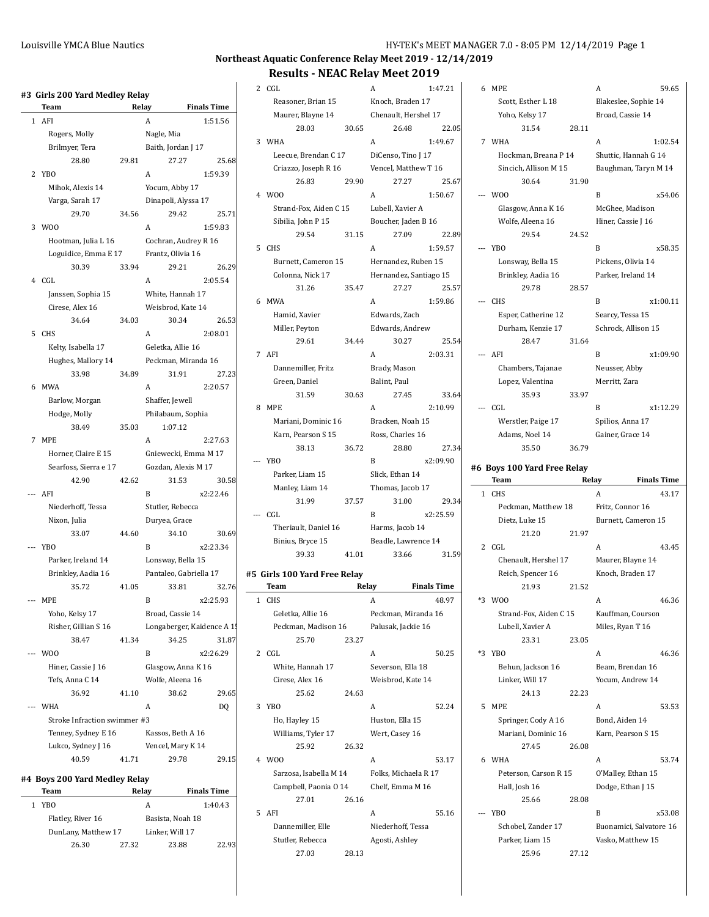## Northeast Aquatic Conference Relay Meet 2019 - 12/14/2019

## Results - NEAC Relay Meet 2019

### #3 Girls 200 Yard Medley Relay

| | Team | Relay | Finals Time |
|---|---|---|---|
| 1 | AFI | A | 1:51.56 |
| | Rogers, Molly | Nagle, Mia | |
| | Brilmyer, Tera | Baith, Jordan J 17 | |
| | 28.80 29.81 | 27.27 25.68 | |
| 2 | YBO | A | 1:59.39 |
| | Mihok, Alexis 14 | Yocum, Abby 17 | |
| | Varga, Sarah 17 | Dinapoli, Alyssa 17 | |
| | 29.70 34.56 | 29.42 25.71 | |
| 3 | WOO | A | 1:59.83 |
| | Hootman, Julia L 16 | Cochran, Audrey R 16 | |
| | Loguidice, Emma E 17 | Frantz, Olivia 16 | |
| | 30.39 33.94 | 29.21 26.29 | |
| 4 | CGL | A | 2:05.54 |
| | Janssen, Sophia 15 | White, Hannah 17 | |
| | Cirese, Alex 16 | Weisbrod, Kate 14 | |
| | 34.64 34.03 | 30.34 26.53 | |
| 5 | CHS | A | 2:08.01 |
| | Kelty, Isabella 17 | Geletka, Allie 16 | |
| | Hughes, Mallory 14 | Peckman, Miranda 16 | |
| | 33.98 34.89 | 31.91 27.23 | |
| 6 | MWA | A | 2:20.57 |
| | Barlow, Morgan | Shaffer, Jewell | |
| | Hodge, Molly | Philabaum, Sophia | |
| | 38.49 35.03 | 1:07.12 | |
| 7 | MPE | A | 2:27.63 |
| | Horner, Claire E 15 | Gniewecki, Emma M 17 | |
| | Searfoss, Sierra e 17 | Gozdan, Alexis M 17 | |
| | 42.90 42.62 | 31.53 30.58 | |
| --- | AFI | B | x2:22.46 |
| | Niederhoff, Tessa | Stutler, Rebecca | |
| | Nixon, Julia | Duryea, Grace | |
| | 33.07 44.60 | 34.10 30.69 | |
| --- | YBO | B | x2:23.34 |
| | Parker, Ireland 14 | Lonsway, Bella 15 | |
| | Brinkley, Aadia 16 | Pantaleo, Gabriella 17 | |
| | 35.72 41.05 | 33.81 32.76 | |
| --- | MPE | B | x2:25.93 |
| | Yoho, Kelsy 17 | Broad, Cassie 14 | |
| | Risher, Gillian S 16 | Longaberger, Kaidence A 15 | |
| | 38.47 41.34 | 34.25 31.87 | |
| --- | WOO | B | x2:26.29 |
| | Hiner, Cassie J 16 | Glasgow, Anna K 16 | |
| | Tefs, Anna C 14 | Wolfe, Aleena 16 | |
| | 36.92 41.10 | 38.62 29.65 | |
| --- | WHA | A | DQ |
| | Stroke Infraction swimmer #3 | | |
| | Tenney, Sydney E 16 | Kassos, Beth A 16 | |
| | Lukco, Sydney J 16 | Vencel, Mary K 14 | |
| | 40.59 41.71 | 29.78 29.15 | |

### #4 Boys 200 Yard Medley Relay

| | Team | Relay | Finals Time |
|---|---|---|---|
| 1 | YBO | A | 1:40.43 |
| | Flatley, River 16 | Basista, Noah 18 | |
| | DunLany, Matthew 17 | Linker, Will 17 | |
| | 26.30 27.32 | 23.88 22.93 | |
| 2 | CGL | A | 1:47.21 |
| | Reasoner, Brian 15 | Knoch, Braden 17 | |
| | Maurer, Blayne 14 | Chenault, Hershel 17 | |
| | 28.03 30.65 | 26.48 22.05 | |
| 3 | WHA | A | 1:49.67 |
| | Leecue, Brendan C 17 | DiCenso, Tino J 17 | |
| | Criazzo, Joseph R 16 | Vencel, Matthew T 16 | |
| | 26.83 29.90 | 27.27 25.67 | |
| 4 | WOO | A | 1:50.67 |
| | Strand-Fox, Aiden C 15 | Lubell, Xavier A | |
| | Sibilia, John P 15 | Boucher, Jaden B 16 | |
| | 29.54 31.15 | 27.09 22.89 | |
| 5 | CHS | A | 1:59.57 |
| | Burnett, Cameron 15 | Hernandez, Ruben 15 | |
| | Colonna, Nick 17 | Hernandez, Santiago 15 | |
| | 31.26 35.47 | 27.27 25.57 | |
| 6 | MWA | A | 1:59.86 |
| | Hamid, Xavier | Edwards, Zach | |
| | Miller, Peyton | Edwards, Andrew | |
| | 29.61 34.44 | 30.27 25.54 | |
| 7 | AFI | A | 2:03.31 |
| | Dannemiller, Fritz | Brady, Mason | |
| | Green, Daniel | Balint, Paul | |
| | 31.59 30.63 | 27.45 33.64 | |
| 8 | MPE | A | 2:10.99 |
| | Mariani, Dominic 16 | Bracken, Noah 15 | |
| | Karn, Pearson S 15 | Ross, Charles 16 | |
| | 38.13 36.72 | 28.80 27.34 | |
| --- | YBO | B | x2:09.90 |
| | Parker, Liam 15 | Slick, Ethan 14 | |
| | Manley, Liam 14 | Thomas, Jacob 17 | |
| | 31.99 37.57 | 31.00 29.34 | |
| --- | CGL | B | x2:25.59 |
| | Theriault, Daniel 16 | Harms, Jacob 14 | |
| | Binius, Bryce 15 | Beadle, Lawrence 14 | |
| | 39.33 41.01 | 33.66 31.59 | |

### #5 Girls 100 Yard Free Relay

| | Team | Relay | Finals Time |
|---|---|---|---|
| 1 | CHS | A | 48.97 |
| | Geletka, Allie 16 | Peckman, Miranda 16 | |
| | Peckman, Madison 16 | Palusak, Jackie 16 | |
| | 25.70 23.27 | | |
| 2 | CGL | A | 50.25 |
| | White, Hannah 17 | Severson, Ella 18 | |
| | Cirese, Alex 16 | Weisbrod, Kate 14 | |
| | 25.62 24.63 | | |
| 3 | YBO | A | 52.24 |
| | Ho, Hayley 15 | Huston, Ella 15 | |
| | Williams, Tyler 17 | Wert, Casey 16 | |
| | 25.92 26.32 | | |
| 4 | WOO | A | 53.17 |
| | Sarzosa, Isabella M 14 | Folks, Michaela R 17 | |
| | Campbell, Paonia O 14 | Chelf, Emma M 16 | |
| | 27.01 26.16 | | |
| 5 | AFI | A | 55.16 |
| | Dannemiller, Elle | Niederhoff, Tessa | |
| | Stutler, Rebecca | Agosti, Ashley | |
| | 27.03 28.13 | | |
| 6 | MPE | A | 59.65 |
| | Scott, Esther L 18 | Blakeslee, Sophie 14 | |
| | Yoho, Kelsy 17 | Broad, Cassie 14 | |
| | 31.54 28.11 | | |
| 7 | WHA | A | 1:02.54 |
| | Hockman, Breana P 14 | Shuttic, Hannah G 14 | |
| | Sincich, Allison M 15 | Baughman, Taryn M 14 | |
| | 30.64 31.90 | | |
| --- | WOO | B | x54.06 |
| | Glasgow, Anna K 16 | McGhee, Madison | |
| | Wolfe, Aleena 16 | Hiner, Cassie J 16 | |
| | 29.54 24.52 | | |
| --- | YBO | B | x58.35 |
| | Lonsway, Bella 15 | Pickens, Olivia 14 | |
| | Brinkley, Aadia 16 | Parker, Ireland 14 | |
| | 29.78 28.57 | | |
| --- | CHS | B | x1:00.11 |
| | Esper, Catherine 12 | Searcy, Tessa 15 | |
| | Durham, Kenzie 17 | Schrock, Allison 15 | |
| | 28.47 31.64 | | |
| --- | AFI | B | x1:09.90 |
| | Chambers, Tajanae | Neusser, Abby | |
| | Lopez, Valentina | Merritt, Zara | |
| | 35.93 33.97 | | |
| --- | CGL | B | x1:12.29 |
| | Werstler, Paige 17 | Spilios, Anna 17 | |
| | Adams, Noel 14 | Gainer, Grace 14 | |
| | 35.50 36.79 | | |

### #6 Boys 100 Yard Free Relay

| | Team | Relay | Finals Time |
|---|---|---|---|
| 1 | CHS | A | 43.17 |
| | Peckman, Matthew 18 | Fritz, Connor 16 | |
| | Dietz, Luke 15 | Burnett, Cameron 15 | |
| | 21.20 21.97 | | |
| 2 | CGL | A | 43.45 |
| | Chenault, Hershel 17 | Maurer, Blayne 14 | |
| | Reich, Spencer 16 | Knoch, Braden 17 | |
| | 21.93 21.52 | | |
| *3 | WOO | A | 46.36 |
| | Strand-Fox, Aiden C 15 | Kauffman, Courson | |
| | Lubell, Xavier A | Miles, Ryan T 16 | |
| | 23.31 23.05 | | |
| *3 | YBO | A | 46.36 |
| | Behun, Jackson 16 | Beam, Brendan 16 | |
| | Linker, Will 17 | Yocum, Andrew 14 | |
| | 24.13 22.23 | | |
| 5 | MPE | A | 53.53 |
| | Springer, Cody A 16 | Bond, Aiden 14 | |
| | Mariani, Dominic 16 | Karn, Pearson S 15 | |
| | 27.45 26.08 | | |
| 6 | WHA | A | 53.74 |
| | Peterson, Carson R 15 | O'Malley, Ethan 15 | |
| | Hall, Josh 16 | Dodge, Ethan J 15 | |
| | 25.66 28.08 | | |
| --- | YBO | B | x53.08 |
| | Schobel, Zander 17 | Buonamici, Salvatore 16 | |
| | Parker, Liam 15 | Vasko, Matthew 15 | |
| | 25.96 27.12 | | |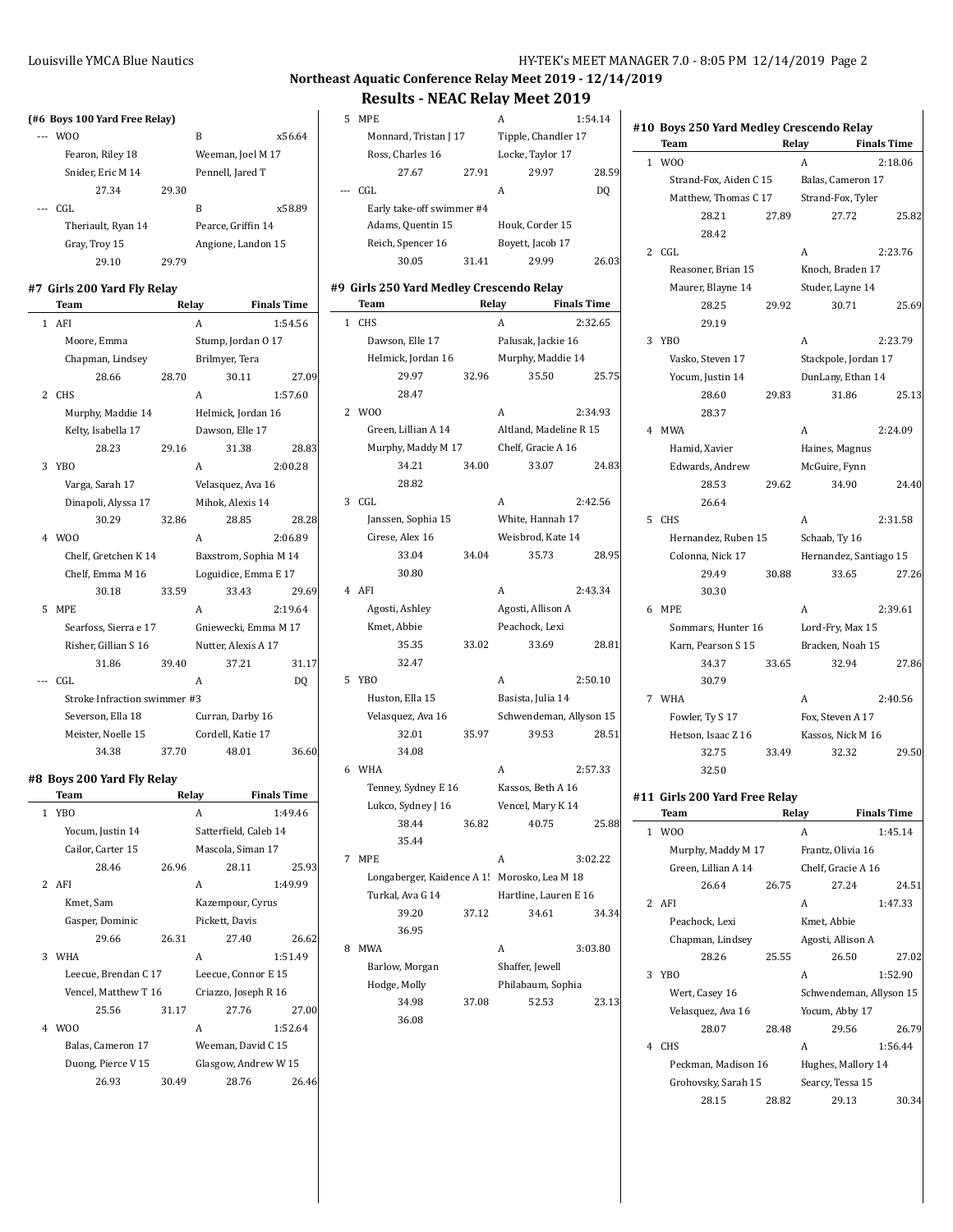## Northeast Aquatic Conference Relay Meet 2019 - 12/14/2019

## Results - NEAC Relay Meet 2019

**(#6 Boys 100 Yard Free Relay)**

| | Team | Relay | Finals Time |
|---|---|---|---|
| --- | WOO | B | x56.64 |
| | Fearon, Riley 18 | Weeman, Joel M 17 | |
| | Snider, Eric M 14 | Pennell, Jared T | |
| | 27.34 | 29.30 | |
| --- | CGL | B | x58.89 |
| | Theriault, Ryan 14 | Pearce, Griffin 14 | |
| | Gray, Troy 15 | Angione, Landon 15 | |
| | 29.10 | 29.79 | |

### #7 Girls 200 Yard Fly Relay

| | Team | Relay | Finals Time |
|---|---|---|---|
| 1 | AFI | A | 1:54.56 |
| | Moore, Emma | Stump, Jordan O 17 | |
| | Chapman, Lindsey | Brilmyer, Tera | |
| | 28.66 28.70 | 30.11 | 27.09 |
| 2 | CHS | A | 1:57.60 |
| | Murphy, Maddie 14 | Helmick, Jordan 16 | |
| | Kelty, Isabella 17 | Dawson, Elle 17 | |
| | 28.23 29.16 | 31.38 | 28.83 |
| 3 | YBO | A | 2:00.28 |
| | Varga, Sarah 17 | Velasquez, Ava 16 | |
| | Dinapoli, Alyssa 17 | Mihok, Alexis 14 | |
| | 30.29 32.86 | 28.85 | 28.28 |
| 4 | WOO | A | 2:06.89 |
| | Chelf, Gretchen K 14 | Baxstrom, Sophia M 14 | |
| | Chelf, Emma M 16 | Loguidice, Emma E 17 | |
| | 30.18 33.59 | 33.43 | 29.69 |
| 5 | MPE | A | 2:19.64 |
| | Searfoss, Sierra e 17 | Gniewecki, Emma M 17 | |
| | Risher, Gillian S 16 | Nutter, Alexis A 17 | |
| | 31.86 39.40 | 37.21 | 31.17 |
| --- | CGL | A | DQ |
| | Stroke Infraction swimmer #3 | | |
| | Severson, Ella 18 | Curran, Darby 16 | |
| | Meister, Noelle 15 | Cordell, Katie 17 | |
| | 34.38 37.70 | 48.01 | 36.60 |

### #8 Boys 200 Yard Fly Relay

| | Team | Relay | Finals Time |
|---|---|---|---|
| 1 | YBO | A | 1:49.46 |
| | Yocum, Justin 14 | Satterfield, Caleb 14 | |
| | Cailor, Carter 15 | Mascola, Siman 17 | |
| | 28.46 26.96 | 28.11 | 25.93 |
| 2 | AFI | A | 1:49.99 |
| | Kmet, Sam | Kazempour, Cyrus | |
| | Gasper, Dominic | Pickett, Davis | |
| | 29.66 26.31 | 27.40 | 26.62 |
| 3 | WHA | A | 1:51.49 |
| | Leecue, Brendan C 17 | Leecue, Connor E 15 | |
| | Vencel, Matthew T 16 | Criazzo, Joseph R 16 | |
| | 25.56 31.17 | 27.76 | 27.00 |
| 4 | WOO | A | 1:52.64 |
| | Balas, Cameron 17 | Weeman, David C 15 | |
| | Duong, Pierce V 15 | Glasgow, Andrew W 15 | |
| | 26.93 30.49 | 28.76 | 26.46 |
| 5 | MPE | A | 1:54.14 |
| | Monnard, Tristan J 17 | Tipple, Chandler 17 | |
| | Ross, Charles 16 | Locke, Taylor 17 | |
| | 27.67 27.91 | 29.97 | 28.59 |
| --- | CGL | A | DQ |
| | Early take-off swimmer #4 | | |
| | Adams, Quentin 15 | Houk, Corder 15 | |
| | Reich, Spencer 16 | Boyett, Jacob 17 | |
| | 30.05 31.41 | 29.99 | 26.03 |

### #9 Girls 250 Yard Medley Crescendo Relay

| | Team | Relay | Finals Time |
|---|---|---|---|
| 1 | CHS | A | 2:32.65 |
| | Dawson, Elle 17 | Palusak, Jackie 16 | |
| | Helmick, Jordan 16 | Murphy, Maddie 14 | |
| | 29.97 32.96 | 35.50 | 25.75 |
| | 28.47 | | |
| 2 | WOO | A | 2:34.93 |
| | Green, Lillian A 14 | Altland, Madeline R 15 | |
| | Murphy, Maddy M 17 | Chelf, Gracie A 16 | |
| | 34.21 34.00 | 33.07 | 24.83 |
| | 28.82 | | |
| 3 | CGL | A | 2:42.56 |
| | Janssen, Sophia 15 | White, Hannah 17 | |
| | Cirese, Alex 16 | Weisbrod, Kate 14 | |
| | 33.04 34.04 | 35.73 | 28.95 |
| | 30.80 | | |
| 4 | AFI | A | 2:43.34 |
| | Agosti, Ashley | Agosti, Allison A | |
| | Kmet, Abbie | Peachock, Lexi | |
| | 35.35 33.02 | 33.69 | 28.81 |
| | 32.47 | | |
| 5 | YBO | A | 2:50.10 |
| | Huston, Ella 15 | Basista, Julia 14 | |
| | Velasquez, Ava 16 | Schwendeman, Allyson 15 | |
| | 32.01 35.97 | 39.53 | 28.51 |
| | 34.08 | | |
| 6 | WHA | A | 2:57.33 |
| | Tenney, Sydney E 16 | Kassos, Beth A 16 | |
| | Lukco, Sydney J 16 | Vencel, Mary K 14 | |
| | 38.44 36.82 | 40.75 | 25.88 |
| | 35.44 | | |
| 7 | MPE | A | 3:02.22 |
| | Longaberger, Kaidence A 1! | Morosko, Lea M 18 | |
| | Turkal, Ava G 14 | Hartline, Lauren E 16 | |
| | 39.20 37.12 | 34.61 | 34.34 |
| | 36.95 | | |
| 8 | MWA | A | 3:03.80 |
| | Barlow, Morgan | Shaffer, Jewell | |
| | Hodge, Molly | Philabaum, Sophia | |
| | 34.98 37.08 | 52.53 | 23.13 |
| | 36.08 | | |

### #10 Boys 250 Yard Medley Crescendo Relay

| | Team | Relay | Finals Time |
|---|---|---|---|
| 1 | WOO | A | 2:18.06 |
| | Strand-Fox, Aiden C 15 | Balas, Cameron 17 | |
| | Matthew, Thomas C 17 | Strand-Fox, Tyler | |
| | 28.21 27.89 | 27.72 | 25.82 |
| | 28.42 | | |
| 2 | CGL | A | 2:23.76 |
| | Reasoner, Brian 15 | Knoch, Braden 17 | |
| | Maurer, Blayne 14 | Studer, Layne 14 | |
| | 28.25 29.92 | 30.71 | 25.69 |
| | 29.19 | | |
| 3 | YBO | A | 2:23.79 |
| | Vasko, Steven 17 | Stackpole, Jordan 17 | |
| | Yocum, Justin 14 | DunLany, Ethan 14 | |
| | 28.60 29.83 | 31.86 | 25.13 |
| | 28.37 | | |
| 4 | MWA | A | 2:24.09 |
| | Hamid, Xavier | Haines, Magnus | |
| | Edwards, Andrew | McGuire, Fynn | |
| | 28.53 29.62 | 34.90 | 24.40 |
| | 26.64 | | |
| 5 | CHS | A | 2:31.58 |
| | Hernandez, Ruben 15 | Schaab, Ty 16 | |
| | Colonna, Nick 17 | Hernandez, Santiago 15 | |
| | 29.49 30.88 | 33.65 | 27.26 |
| | 30.30 | | |
| 6 | MPE | A | 2:39.61 |
| | Sommars, Hunter 16 | Lord-Fry, Max 15 | |
| | Karn, Pearson S 15 | Bracken, Noah 15 | |
| | 34.37 33.65 | 32.94 | 27.86 |
| | 30.79 | | |
| 7 | WHA | A | 2:40.56 |
| | Fowler, Ty S 17 | Fox, Steven A 17 | |
| | Hetson, Isaac Z 16 | Kassos, Nick M 16 | |
| | 32.75 33.49 | 32.32 | 29.50 |
| | 32.50 | | |

### #11 Girls 200 Yard Free Relay

| | Team | Relay | Finals Time |
|---|---|---|---|
| 1 | WOO | A | 1:45.14 |
| | Murphy, Maddy M 17 | Frantz, Olivia 16 | |
| | Green, Lillian A 14 | Chelf, Gracie A 16 | |
| | 26.64 26.75 | 27.24 | 24.51 |
| 2 | AFI | A | 1:47.33 |
| | Peachock, Lexi | Kmet, Abbie | |
| | Chapman, Lindsey | Agosti, Allison A | |
| | 28.26 25.55 | 26.50 | 27.02 |
| 3 | YBO | A | 1:52.90 |
| | Wert, Casey 16 | Schwendeman, Allyson 15 | |
| | Velasquez, Ava 16 | Yocum, Abby 17 | |
| | 28.07 28.48 | 29.56 | 26.79 |
| 4 | CHS | A | 1:56.44 |
| | Peckman, Madison 16 | Hughes, Mallory 14 | |
| | Grohovsky, Sarah 15 | Searcy, Tessa 15 | |
| | 28.15 28.82 | 29.13 | 30.34 |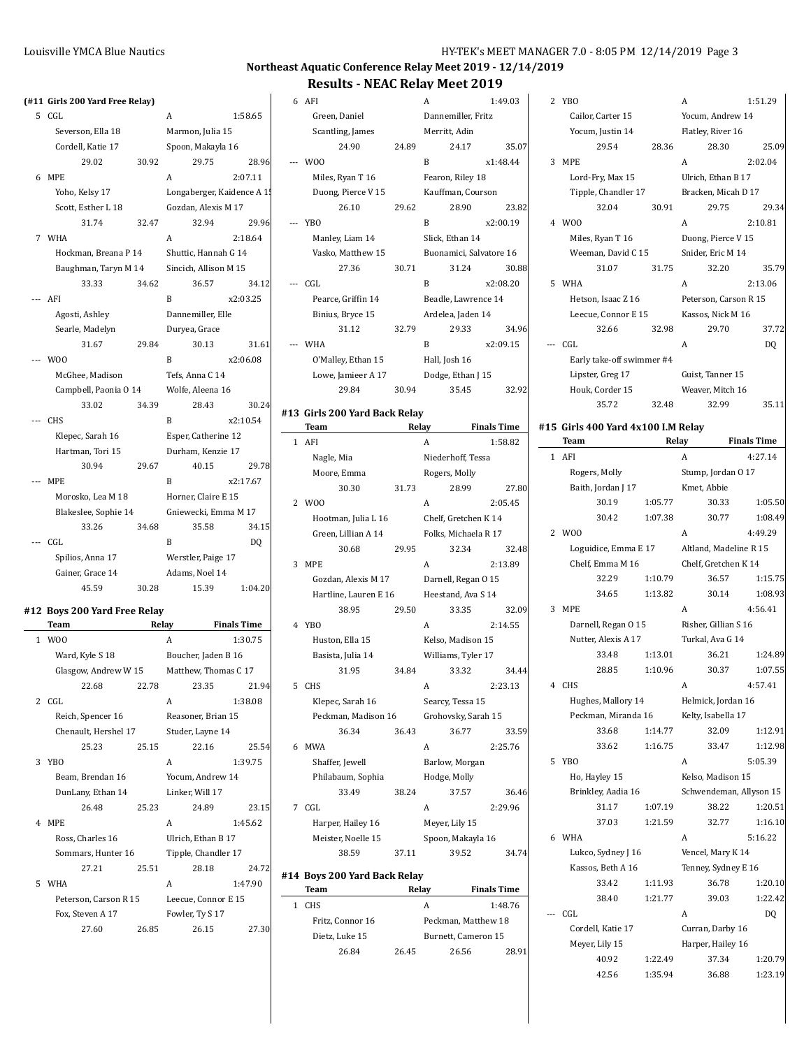# Northeast Aquatic Conference Relay Meet 2019 - 12/14/2019

## Results - NEAC Relay Meet 2019

### (#11 Girls 200 Yard Free Relay)

| Place | Team | Relay | Finals Time |
|---|---|---|---|
| 5 | CGL | A | 1:58.65 |
| | Severson, Ella 18 | Marmon, Julia 15 | |
| | Cordell, Katie 17 | Spoon, Makayla 16 | |
| | 29.02 30.92 | 29.75 28.96 | |
| 6 | MPE | A | 2:07.11 |
| | Yoho, Kelsy 17 | Longaberger, Kaidence A 15 | |
| | Scott, Esther L 18 | Gozdan, Alexis M 17 | |
| | 31.74 32.47 | 32.94 29.96 | |
| 7 | WHA | A | 2:18.64 |
| | Hockman, Breana P 14 | Shuttic, Hannah G 14 | |
| | Baughman, Taryn M 14 | Sincich, Allison M 15 | |
| | 33.33 34.62 | 36.57 34.12 | |
| --- | AFI | B | x2:03.25 |
| | Agosti, Ashley | Dannemiller, Elle | |
| | Searle, Madelyn | Duryea, Grace | |
| | 31.67 29.84 | 30.13 31.61 | |
| --- | WOO | B | x2:06.08 |
| | McGhee, Madison | Tefs, Anna C 14 | |
| | Campbell, Paonia O 14 | Wolfe, Aleena 16 | |
| | 33.02 34.39 | 28.43 30.24 | |
| --- | CHS | B | x2:10.54 |
| | Klepec, Sarah 16 | Esper, Catherine 12 | |
| | Hartman, Tori 15 | Durham, Kenzie 17 | |
| | 30.94 29.67 | 40.15 29.78 | |
| --- | MPE | B | x2:17.67 |
| | Morosko, Lea M 18 | Horner, Claire E 15 | |
| | Blakeslee, Sophie 14 | Gniewecki, Emma M 17 | |
| | 33.26 34.68 | 35.58 34.15 | |
| --- | CGL | B | DQ |
| | Spilios, Anna 17 | Werstler, Paige 17 | |
| | Gainer, Grace 14 | Adams, Noel 14 | |
| | 45.59 30.28 | 15.39 1:04.20 | |

### #12 Boys 200 Yard Free Relay

| Place | Team | Relay | Finals Time |
|---|---|---|---|
| 1 | WOO | A | 1:30.75 |
| | Ward, Kyle S 18 | Boucher, Jaden B 16 | |
| | Glasgow, Andrew W 15 | Matthew, Thomas C 17 | |
| | 22.68 22.78 | 23.35 21.94 | |
| 2 | CGL | A | 1:38.08 |
| | Reich, Spencer 16 | Reasoner, Brian 15 | |
| | Chenault, Hershel 17 | Studer, Layne 14 | |
| | 25.23 25.15 | 22.16 25.54 | |
| 3 | YBO | A | 1:39.75 |
| | Beam, Brendan 16 | Yocum, Andrew 14 | |
| | DunLany, Ethan 14 | Linker, Will 17 | |
| | 26.48 25.23 | 24.89 23.15 | |
| 4 | MPE | A | 1:45.62 |
| | Ross, Charles 16 | Ulrich, Ethan B 17 | |
| | Sommars, Hunter 16 | Tipple, Chandler 17 | |
| | 27.21 25.51 | 28.18 24.72 | |
| 5 | WHA | A | 1:47.90 |
| | Peterson, Carson R 15 | Leecue, Connor E 15 | |
| | Fox, Steven A 17 | Fowler, Ty S 17 | |
| | 27.60 26.85 | 26.15 27.30 | |
| 6 | AFI | A | 1:49.03 |
| | Green, Daniel | Dannemiller, Fritz | |
| | Scantling, James | Merritt, Adin | |
| | 24.90 24.89 | 24.17 35.07 | |
| --- | WOO | B | x1:48.44 |
| | Miles, Ryan T 16 | Fearon, Riley 18 | |
| | Duong, Pierce V 15 | Kauffman, Courson | |
| | 26.10 29.62 | 28.90 23.82 | |
| --- | YBO | B | x2:00.19 |
| | Manley, Liam 14 | Slick, Ethan 14 | |
| | Vasko, Matthew 15 | Buonamici, Salvatore 16 | |
| | 27.36 30.71 | 31.24 30.88 | |
| --- | CGL | B | x2:08.20 |
| | Pearce, Griffin 14 | Beadle, Lawrence 14 | |
| | Binius, Bryce 15 | Ardelea, Jaden 14 | |
| | 31.12 32.79 | 29.33 34.96 | |
| --- | WHA | B | x2:09.15 |
| | O'Malley, Ethan 15 | Hall, Josh 16 | |
| | Lowe, Jamieer A 17 | Dodge, Ethan J 15 | |
| | 29.84 30.94 | 35.45 32.92 | |

### #13 Girls 200 Yard Back Relay

| Place | Team | Relay | Finals Time |
|---|---|---|---|
| 1 | AFI | A | 1:58.82 |
| | Nagle, Mia | Niederhoff, Tessa | |
| | Moore, Emma | Rogers, Molly | |
| | 30.30 31.73 | 28.99 27.80 | |
| 2 | WOO | A | 2:05.45 |
| | Hootman, Julia L 16 | Chelf, Gretchen K 14 | |
| | Green, Lillian A 14 | Folks, Michaela R 17 | |
| | 30.68 29.95 | 32.34 32.48 | |
| 3 | MPE | A | 2:13.89 |
| | Gozdan, Alexis M 17 | Darnell, Regan O 15 | |
| | Hartline, Lauren E 16 | Heestand, Ava S 14 | |
| | 38.95 29.50 | 33.35 32.09 | |
| 4 | YBO | A | 2:14.55 |
| | Huston, Ella 15 | Kelso, Madison 15 | |
| | Basista, Julia 14 | Williams, Tyler 17 | |
| | 31.95 34.84 | 33.32 34.44 | |
| 5 | CHS | A | 2:23.13 |
| | Klepec, Sarah 16 | Searcy, Tessa 15 | |
| | Peckman, Madison 16 | Grohovsky, Sarah 15 | |
| | 36.34 36.43 | 36.77 33.59 | |
| 6 | MWA | A | 2:25.76 |
| | Shaffer, Jewell | Barlow, Morgan | |
| | Philabaum, Sophia | Hodge, Molly | |
| | 33.49 38.24 | 37.57 36.46 | |
| 7 | CGL | A | 2:29.96 |
| | Harper, Hailey 16 | Meyer, Lily 15 | |
| | Meister, Noelle 15 | Spoon, Makayla 16 | |
| | 38.59 37.11 | 39.52 34.74 | |

### #14 Boys 200 Yard Back Relay

| Place | Team | Relay | Finals Time |
|---|---|---|---|
| 1 | CHS | A | 1:48.76 |
| | Fritz, Connor 16 | Peckman, Matthew 18 | |
| | Dietz, Luke 15 | Burnett, Cameron 15 | |
| | 26.84 26.45 | 26.56 28.91 | |
| 2 | YBO | A | 1:51.29 |
| | Cailor, Carter 15 | Yocum, Andrew 14 | |
| | Yocum, Justin 14 | Flatley, River 16 | |
| | 29.54 28.36 | 28.30 25.09 | |
| 3 | MPE | A | 2:02.04 |
| | Lord-Fry, Max 15 | Ulrich, Ethan B 17 | |
| | Tipple, Chandler 17 | Bracken, Micah D 17 | |
| | 32.04 30.91 | 29.75 29.34 | |
| 4 | WOO | A | 2:10.81 |
| | Miles, Ryan T 16 | Duong, Pierce V 15 | |
| | Weeman, David C 15 | Snider, Eric M 14 | |
| | 31.07 31.75 | 32.20 35.79 | |
| 5 | WHA | A | 2:13.06 |
| | Hetson, Isaac Z 16 | Peterson, Carson R 15 | |
| | Leecue, Connor E 15 | Kassos, Nick M 16 | |
| | 32.66 32.98 | 29.70 37.72 | |
| --- | CGL | A | DQ |
| | Early take-off swimmer #4 | | |
| | Lipster, Greg 17 | Guist, Tanner 15 | |
| | Houk, Corder 15 | Weaver, Mitch 16 | |
| | 35.72 32.48 | 32.99 35.11 | |

### #15 Girls 400 Yard 4x100 I.M Relay

| Place | Team | Relay | Finals Time |
|---|---|---|---|
| 1 | AFI | A | 4:27.14 |
| | Rogers, Molly | Stump, Jordan O 17 | |
| | Baith, Jordan J 17 | Kmet, Abbie | |
| | 30.19 1:05.77 | 30.33 1:05.50 | |
| | 30.42 1:07.38 | 30.77 1:08.49 | |
| 2 | WOO | A | 4:49.29 |
| | Loguidice, Emma E 17 | Altland, Madeline R 15 | |
| | Chelf, Emma M 16 | Chelf, Gretchen K 14 | |
| | 32.29 1:10.79 | 36.57 1:15.75 | |
| | 34.65 1:13.82 | 30.14 1:08.93 | |
| 3 | MPE | A | 4:56.41 |
| | Darnell, Regan O 15 | Risher, Gillian S 16 | |
| | Nutter, Alexis A 17 | Turkal, Ava G 14 | |
| | 33.48 1:13.01 | 36.21 1:24.89 | |
| | 28.85 1:10.96 | 30.37 1:07.55 | |
| 4 | CHS | A | 4:57.41 |
| | Hughes, Mallory 14 | Helmick, Jordan 16 | |
| | Peckman, Miranda 16 | Kelty, Isabella 17 | |
| | 33.68 1:14.77 | 32.09 1:12.91 | |
| | 33.62 1:16.75 | 33.47 1:12.98 | |
| 5 | YBO | A | 5:05.39 |
| | Ho, Hayley 15 | Kelso, Madison 15 | |
| | Brinkley, Aadia 16 | Schwendeman, Allyson 15 | |
| | 31.17 1:07.19 | 38.22 1:20.51 | |
| | 37.03 1:21.59 | 32.77 1:16.10 | |
| 6 | WHA | A | 5:16.22 |
| | Lukco, Sydney J 16 | Vencel, Mary K 14 | |
| | Kassos, Beth A 16 | Tenney, Sydney E 16 | |
| | 33.42 1:11.93 | 36.78 1:20.10 | |
| | 38.40 1:21.77 | 39.03 1:22.42 | |
| --- | CGL | A | DQ |
| | Cordell, Katie 17 | Curran, Darby 16 | |
| | Meyer, Lily 15 | Harper, Hailey 16 | |
| | 40.92 1:22.49 | 37.34 1:20.79 | |
| | 42.56 1:35.94 | 36.88 1:23.19 | |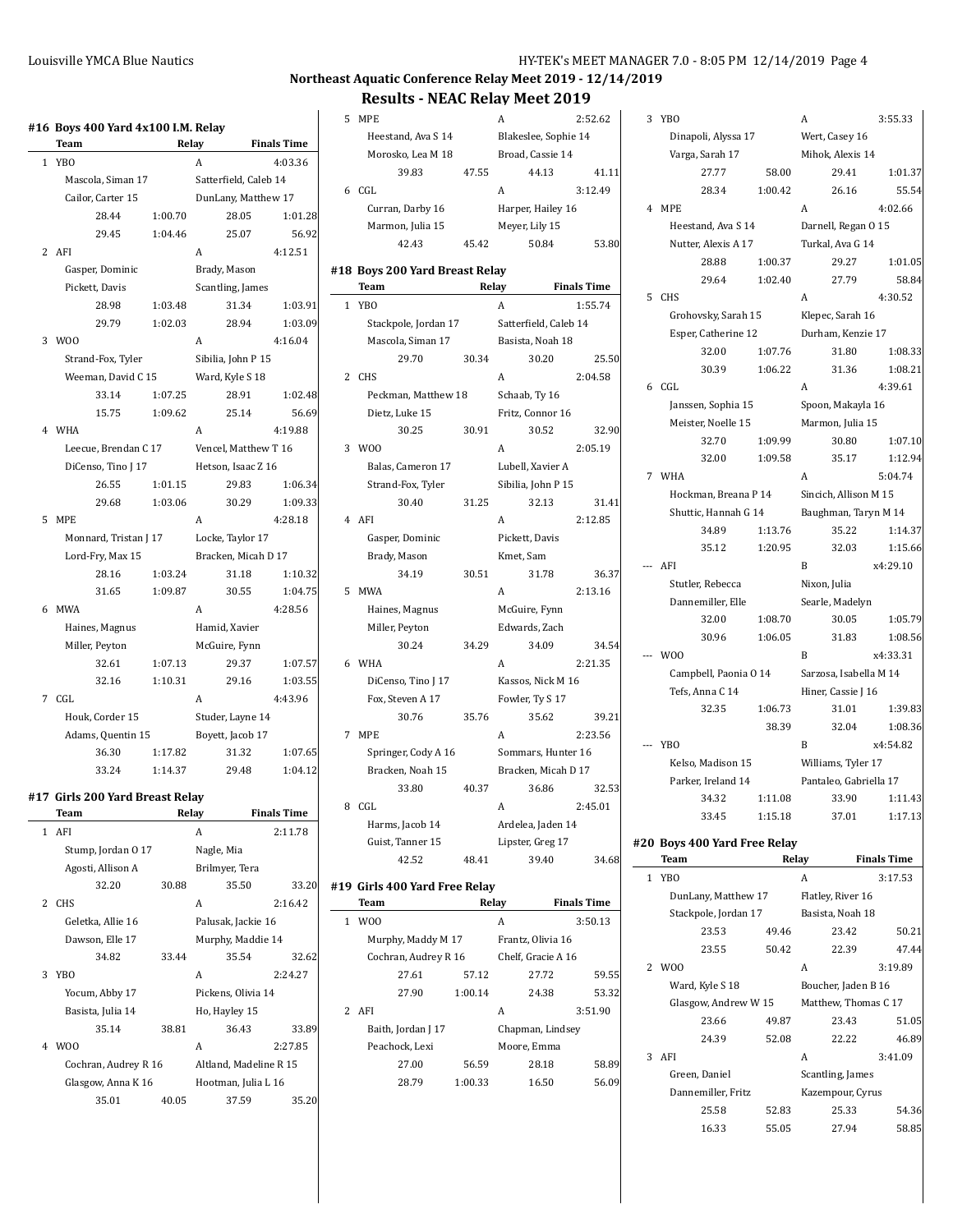## Northeast Aquatic Conference Relay Meet 2019 - 12/14/2019

## Results - NEAC Relay Meet 2019

### #16 Boys 400 Yard 4x100 I.M. Relay

| | Team | Relay | | Finals Time |
|---|---|---|---|---|
| 1 | YBO | A | | 4:03.36 |
| | Mascola, Siman 17 | Satterfield, Caleb 14 | | |
| | Cailor, Carter 15 | DunLany, Matthew 17 | | |
| | 28.44 | 1:00.70 | 28.05 | 1:01.28 |
| | 29.45 | 1:04.46 | 25.07 | 56.92 |
| 2 | AFI | A | | 4:12.51 |
| | Gasper, Dominic | Brady, Mason | | |
| | Pickett, Davis | Scantling, James | | |
| | 28.98 | 1:03.48 | 31.34 | 1:03.91 |
| | 29.79 | 1:02.03 | 28.94 | 1:03.09 |
| 3 | WOO | A | | 4:16.04 |
| | Strand-Fox, Tyler | Sibilia, John P 15 | | |
| | Weeman, David C 15 | Ward, Kyle S 18 | | |
| | 33.14 | 1:07.25 | 28.91 | 1:02.48 |
| | 15.75 | 1:09.62 | 25.14 | 56.69 |
| 4 | WHA | A | | 4:19.88 |
| | Leecue, Brendan C 17 | Vencel, Matthew T 16 | | |
| | DiCenso, Tino J 17 | Hetson, Isaac Z 16 | | |
| | 26.55 | 1:01.15 | 29.83 | 1:06.34 |
| | 29.68 | 1:03.06 | 30.29 | 1:09.33 |
| 5 | MPE | A | | 4:28.18 |
| | Monnard, Tristan J 17 | Locke, Taylor 17 | | |
| | Lord-Fry, Max 15 | Bracken, Micah D 17 | | |
| | 28.16 | 1:03.24 | 31.18 | 1:10.32 |
| | 31.65 | 1:09.87 | 30.55 | 1:04.75 |
| 6 | MWA | A | | 4:28.56 |
| | Haines, Magnus | Hamid, Xavier | | |
| | Miller, Peyton | McGuire, Fynn | | |
| | 32.61 | 1:07.13 | 29.37 | 1:07.57 |
| | 32.16 | 1:10.31 | 29.16 | 1:03.55 |
| 7 | CGL | A | | 4:43.96 |
| | Houk, Corder 15 | Studer, Layne 14 | | |
| | Adams, Quentin 15 | Boyett, Jacob 17 | | |
| | 36.30 | 1:17.82 | 31.32 | 1:07.65 |
| | 33.24 | 1:14.37 | 29.48 | 1:04.12 |

### #17 Girls 200 Yard Breast Relay

| | Team | Relay | | Finals Time |
|---|---|---|---|---|
| 1 | AFI | A | | 2:11.78 |
| | Stump, Jordan O 17 | Nagle, Mia | | |
| | Agosti, Allison A | Brilmyer, Tera | | |
| | 32.20 | 30.88 | 35.50 | 33.20 |
| 2 | CHS | A | | 2:16.42 |
| | Geletka, Allie 16 | Palusak, Jackie 16 | | |
| | Dawson, Elle 17 | Murphy, Maddie 14 | | |
| | 34.82 | 33.44 | 35.54 | 32.62 |
| 3 | YBO | A | | 2:24.27 |
| | Yocum, Abby 17 | Pickens, Olivia 14 | | |
| | Basista, Julia 14 | Ho, Hayley 15 | | |
| | 35.14 | 38.81 | 36.43 | 33.89 |
| 4 | WOO | A | | 2:27.85 |
| | Cochran, Audrey R 16 | Altland, Madeline R 15 | | |
| | Glasgow, Anna K 16 | Hootman, Julia L 16 | | |
| | 35.01 | 40.05 | 37.59 | 35.20 |
| 5 | MPE | A | | 2:52.62 |
| | Heestand, Ava S 14 | Blakeslee, Sophie 14 | | |
| | Morosko, Lea M 18 | Broad, Cassie 14 | | |
| | 39.83 | 47.55 | 44.13 | 41.11 |
| 6 | CGL | A | | 3:12.49 |
| | Curran, Darby 16 | Harper, Hailey 16 | | |
| | Marmon, Julia 15 | Meyer, Lily 15 | | |
| | 42.43 | 45.42 | 50.84 | 53.80 |

### #18 Boys 200 Yard Breast Relay

| | Team | Relay | | Finals Time |
|---|---|---|---|---|
| 1 | YBO | A | | 1:55.74 |
| | Stackpole, Jordan 17 | Satterfield, Caleb 14 | | |
| | Mascola, Siman 17 | Basista, Noah 18 | | |
| | 29.70 | 30.34 | 30.20 | 25.50 |
| 2 | CHS | A | | 2:04.58 |
| | Peckman, Matthew 18 | Schaab, Ty 16 | | |
| | Dietz, Luke 15 | Fritz, Connor 16 | | |
| | 30.25 | 30.91 | 30.52 | 32.90 |
| 3 | WOO | A | | 2:05.19 |
| | Balas, Cameron 17 | Lubell, Xavier A | | |
| | Strand-Fox, Tyler | Sibilia, John P 15 | | |
| | 30.40 | 31.25 | 32.13 | 31.41 |
| 4 | AFI | A | | 2:12.85 |
| | Gasper, Dominic | Pickett, Davis | | |
| | Brady, Mason | Kmet, Sam | | |
| | 34.19 | 30.51 | 31.78 | 36.37 |
| 5 | MWA | A | | 2:13.16 |
| | Haines, Magnus | McGuire, Fynn | | |
| | Miller, Peyton | Edwards, Zach | | |
| | 30.24 | 34.29 | 34.09 | 34.54 |
| 6 | WHA | A | | 2:21.35 |
| | DiCenso, Tino J 17 | Kassos, Nick M 16 | | |
| | Fox, Steven A 17 | Fowler, Ty S 17 | | |
| | 30.76 | 35.76 | 35.62 | 39.21 |
| 7 | MPE | A | | 2:23.56 |
| | Springer, Cody A 16 | Sommars, Hunter 16 | | |
| | Bracken, Noah 15 | Bracken, Micah D 17 | | |
| | 33.80 | 40.37 | 36.86 | 32.53 |
| 8 | CGL | A | | 2:45.01 |
| | Harms, Jacob 14 | Ardelea, Jaden 14 | | |
| | Guist, Tanner 15 | Lipster, Greg 17 | | |
| | 42.52 | 48.41 | 39.40 | 34.68 |

### #19 Girls 400 Yard Free Relay

| | Team | Relay | | Finals Time |
|---|---|---|---|---|
| 1 | WOO | A | | 3:50.13 |
| | Murphy, Maddy M 17 | Frantz, Olivia 16 | | |
| | Cochran, Audrey R 16 | Chelf, Gracie A 16 | | |
| | 27.61 | 57.12 | 27.72 | 59.55 |
| | 27.90 | 1:00.14 | 24.38 | 53.32 |
| 2 | AFI | A | | 3:51.90 |
| | Baith, Jordan J 17 | Chapman, Lindsey | | |
| | Peachock, Lexi | Moore, Emma | | |
| | 27.00 | 56.59 | 28.18 | 58.89 |
| | 28.79 | 1:00.33 | 16.50 | 56.09 |
| 3 | YBO | A | | 3:55.33 |
| | Dinapoli, Alyssa 17 | Wert, Casey 16 | | |
| | Varga, Sarah 17 | Mihok, Alexis 14 | | |
| | 27.77 | 58.00 | 29.41 | 1:01.37 |
| | 28.34 | 1:00.42 | 26.16 | 55.54 |
| 4 | MPE | A | | 4:02.66 |
| | Heestand, Ava S 14 | Darnell, Regan O 15 | | |
| | Nutter, Alexis A 17 | Turkal, Ava G 14 | | |
| | 28.88 | 1:00.37 | 29.27 | 1:01.05 |
| | 29.64 | 1:02.40 | 27.79 | 58.84 |
| 5 | CHS | A | | 4:30.52 |
| | Grohovsky, Sarah 15 | Klepec, Sarah 16 | | |
| | Esper, Catherine 12 | Durham, Kenzie 17 | | |
| | 32.00 | 1:07.76 | 31.80 | 1:08.33 |
| | 30.39 | 1:06.22 | 31.36 | 1:08.21 |
| 6 | CGL | A | | 4:39.61 |
| | Janssen, Sophia 15 | Spoon, Makayla 16 | | |
| | Meister, Noelle 15 | Marmon, Julia 15 | | |
| | 32.70 | 1:09.99 | 30.80 | 1:07.10 |
| | 32.00 | 1:09.58 | 35.17 | 1:12.94 |
| 7 | WHA | A | | 5:04.74 |
| | Hockman, Breana P 14 | Sincich, Allison M 15 | | |
| | Shuttic, Hannah G 14 | Baughman, Taryn M 14 | | |
| | 34.89 | 1:13.76 | 35.22 | 1:14.37 |
| | 35.12 | 1:20.95 | 32.03 | 1:15.66 |
| --- | AFI | B | | x4:29.10 |
| | Stutler, Rebecca | Nixon, Julia | | |
| | Dannemiller, Elle | Searle, Madelyn | | |
| | 32.00 | 1:08.70 | 30.05 | 1:05.79 |
| | 30.96 | 1:06.05 | 31.83 | 1:08.56 |
| --- | WOO | B | | x4:33.31 |
| | Campbell, Paonia O 14 | Sarzosa, Isabella M 14 | | |
| | Tefs, Anna C 14 | Hiner, Cassie J 16 | | |
| | 32.35 | 1:06.73 | 31.01 | 1:39.83 |
| | | 38.39 | 32.04 | 1:08.36 |
| --- | YBO | B | | x4:54.82 |
| | Kelso, Madison 15 | Williams, Tyler 17 | | |
| | Parker, Ireland 14 | Pantaleo, Gabriella 17 | | |
| | 34.32 | 1:11.08 | 33.90 | 1:11.43 |
| | 33.45 | 1:15.18 | 37.01 | 1:17.13 |

### #20 Boys 400 Yard Free Relay

| | Team | Relay | | Finals Time |
|---|---|---|---|---|
| 1 | YBO | A | | 3:17.53 |
| | DunLany, Matthew 17 | Flatley, River 16 | | |
| | Stackpole, Jordan 17 | Basista, Noah 18 | | |
| | 23.53 | 49.46 | 23.42 | 50.21 |
| | 23.55 | 50.42 | 22.39 | 47.44 |
| 2 | WOO | A | | 3:19.89 |
| | Ward, Kyle S 18 | Boucher, Jaden B 16 | | |
| | Glasgow, Andrew W 15 | Matthew, Thomas C 17 | | |
| | 23.66 | 49.87 | 23.43 | 51.05 |
| | 24.39 | 52.08 | 22.22 | 46.89 |
| 3 | AFI | A | | 3:41.09 |
| | Green, Daniel | Scantling, James | | |
| | Dannemiller, Fritz | Kazempour, Cyrus | | |
| | 25.58 | 52.83 | 25.33 | 54.36 |
| | 16.33 | 55.05 | 27.94 | 58.85 |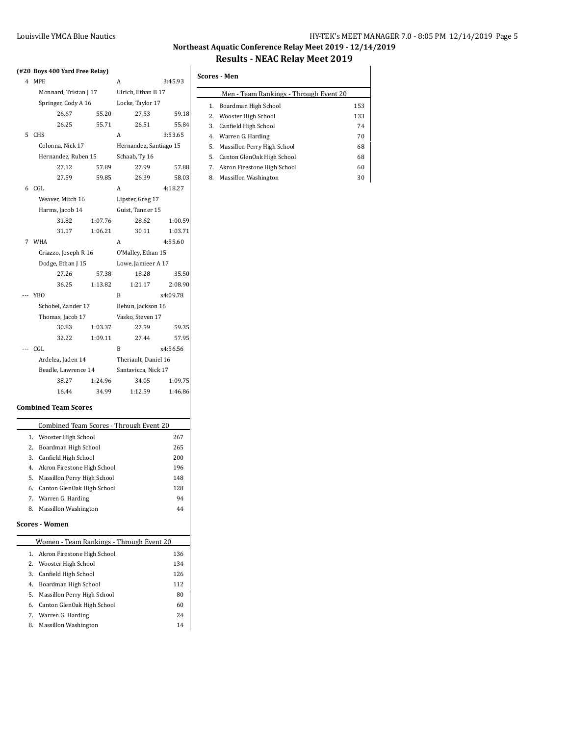## Northeast Aquatic Conference Relay Meet 2019 - 12/14/2019

## Results - NEAC Relay Meet 2019

**(#20 Boys 400 Yard Free Relay)**

| | | | | |
|---|---|---|---|---|
| 4 | MPE | A | | 3:45.93 |
| | Monnard, Tristan J 17 | | Ulrich, Ethan B 17 | |
| | Springer, Cody A 16 | | Locke, Taylor 17 | |
| | 26.67 | 55.20 | 27.53 | 59.18 |
| | 26.25 | 55.71 | 26.51 | 55.84 |
| 5 | CHS | A | | 3:53.65 |
| | Colonna, Nick 17 | | Hernandez, Santiago 15 | |
| | Hernandez, Ruben 15 | | Schaab, Ty 16 | |
| | 27.12 | 57.89 | 27.99 | 57.88 |
| | 27.59 | 59.85 | 26.39 | 58.03 |
| 6 | CGL | A | | 4:18.27 |
| | Weaver, Mitch 16 | | Lipster, Greg 17 | |
| | Harms, Jacob 14 | | Guist, Tanner 15 | |
| | 31.82 | 1:07.76 | 28.62 | 1:00.59 |
| | 31.17 | 1:06.21 | 30.11 | 1:03.71 |
| 7 | WHA | A | | 4:55.60 |
| | Criazzo, Joseph R 16 | | O'Malley, Ethan 15 | |
| | Dodge, Ethan J 15 | | Lowe, Jamieer A 17 | |
| | 27.26 | 57.38 | 18.28 | 35.50 |
| | 36.25 | 1:13.82 | 1:21.17 | 2:08.90 |
| --- | YBO | B | | x4:09.78 |
| | Schobel, Zander 17 | | Behun, Jackson 16 | |
| | Thomas, Jacob 17 | | Vasko, Steven 17 | |
| | 30.83 | 1:03.37 | 27.59 | 59.35 |
| | 32.22 | 1:09.11 | 27.44 | 57.95 |
| --- | CGL | B | | x4:56.56 |
| | Ardelea, Jaden 14 | | Theriault, Daniel 16 | |
| | Beadle, Lawrence 14 | | Santavicca, Nick 17 | |
| | 38.27 | 1:24.96 | 34.05 | 1:09.75 |
| | 16.44 | 34.99 | 1:12.59 | 1:46.86 |

### Combined Team Scores

Combined Team Scores - Through Event 20

| | | |
|---|---|---|
| 1. | Wooster High School | 267 |
| 2. | Boardman High School | 265 |
| 3. | Canfield High School | 200 |
| 4. | Akron Firestone High School | 196 |
| 5. | Massillon Perry High School | 148 |
| 6. | Canton GlenOak High School | 128 |
| 7. | Warren G. Harding | 94 |
| 8. | Massillon Washington | 44 |

### Scores - Women

Women - Team Rankings - Through Event 20

| | | |
|---|---|---|
| 1. | Akron Firestone High School | 136 |
| 2. | Wooster High School | 134 |
| 3. | Canfield High School | 126 |
| 4. | Boardman High School | 112 |
| 5. | Massillon Perry High School | 80 |
| 6. | Canton GlenOak High School | 60 |
| 7. | Warren G. Harding | 24 |
| 8. | Massillon Washington | 14 |

### Scores - Men

Men - Team Rankings - Through Event 20

| | | |
|---|---|---|
| 1. | Boardman High School | 153 |
| 2. | Wooster High School | 133 |
| 3. | Canfield High School | 74 |
| 4. | Warren G. Harding | 70 |
| 5. | Massillon Perry High School | 68 |
| 5. | Canton GlenOak High School | 68 |
| 7. | Akron Firestone High School | 60 |
| 8. | Massillon Washington | 30 |